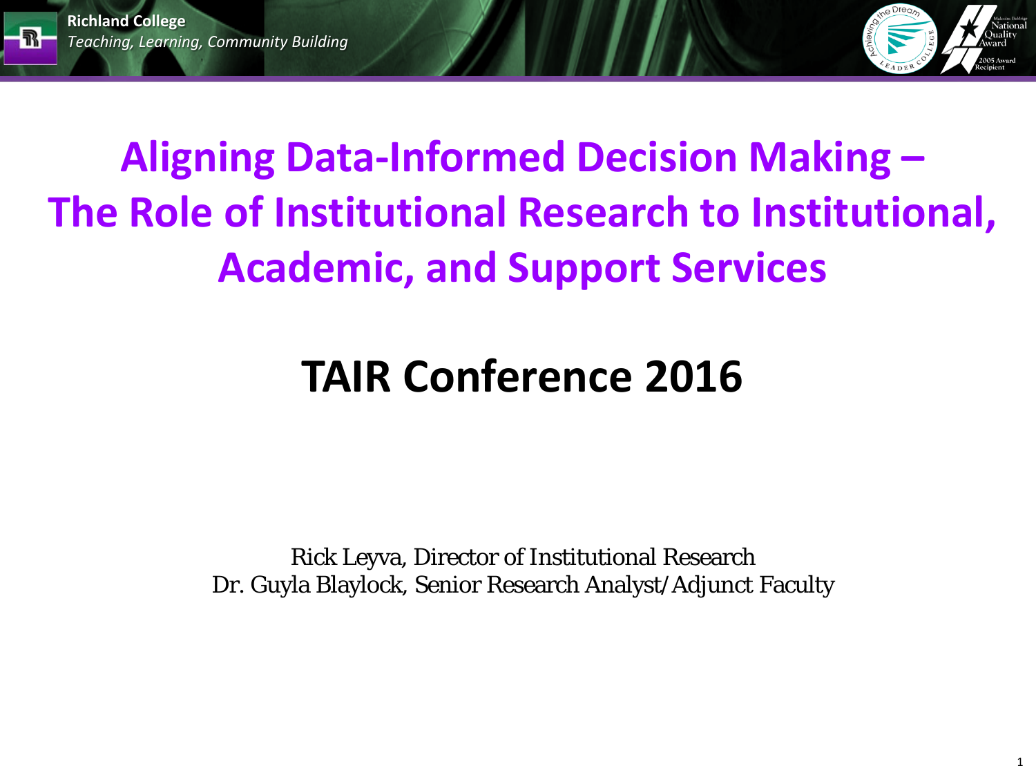Richland College

*Teaching, Learning, Community Building*

# Aligning Data-Informed Decision Making – The Role of Institutional Research to Institutional, Academic, and Support Services

## TAIR Conference 2016

Rick Leyva, Director of Institutional Research
Dr. Guyla Blaylock, Senior Research Analyst/Adjunct Faculty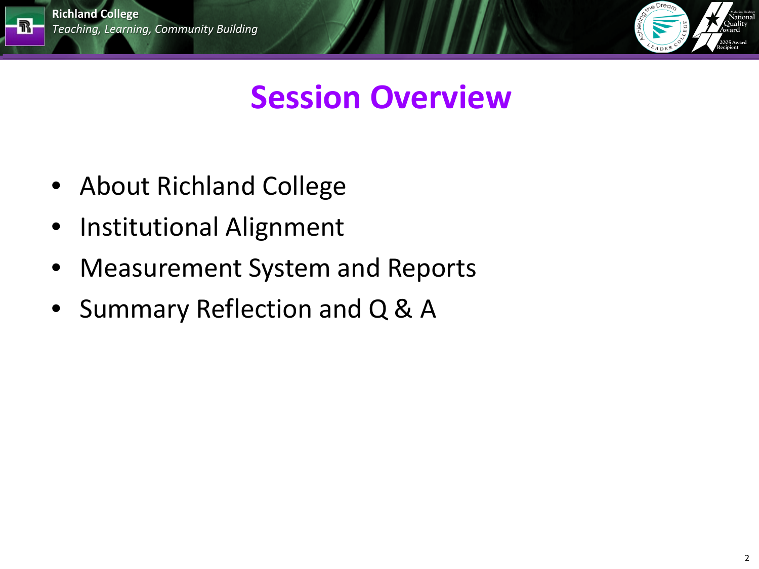# Session Overview

- About Richland College
- Institutional Alignment
- Measurement System and Reports
- Summary Reflection and Q & A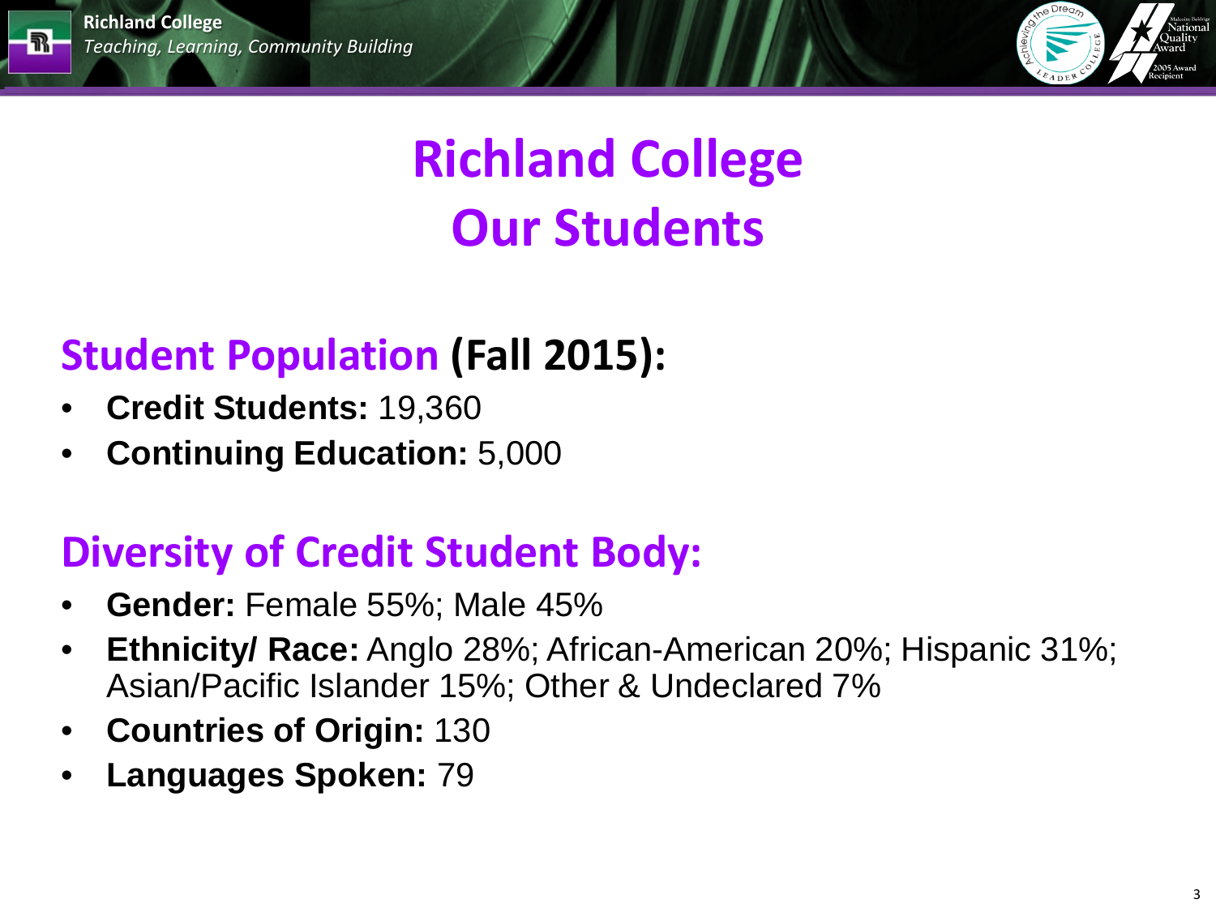# Richland College
# Our Students

## Student Population (Fall 2015):

- **Credit Students:** 19,360
- **Continuing Education:** 5,000

## Diversity of Credit Student Body:

- **Gender:** Female 55%; Male 45%
- **Ethnicity/ Race:** Anglo 28%; African-American 20%; Hispanic 31%; Asian/Pacific Islander 15%; Other & Undeclared 7%
- **Countries of Origin:** 130
- **Languages Spoken:** 79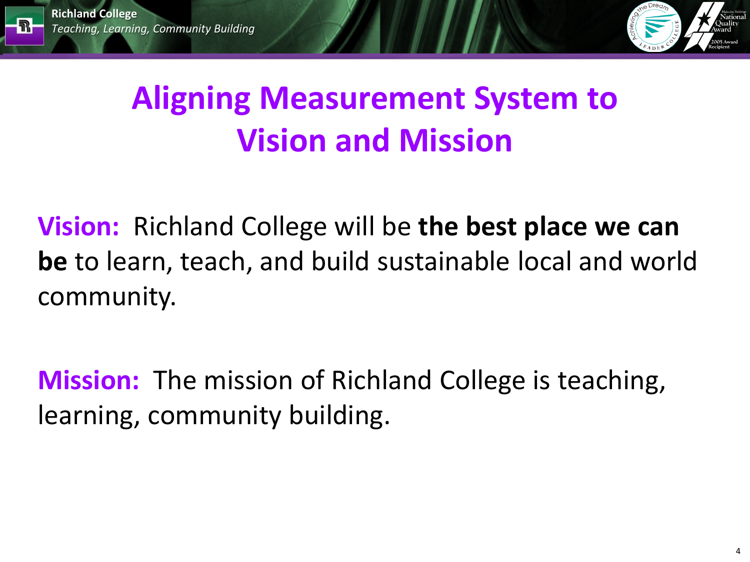# Aligning Measurement System to Vision and Mission

**Vision:** Richland College will be **the best place we can be** to learn, teach, and build sustainable local and world community.

**Mission:** The mission of Richland College is teaching, learning, community building.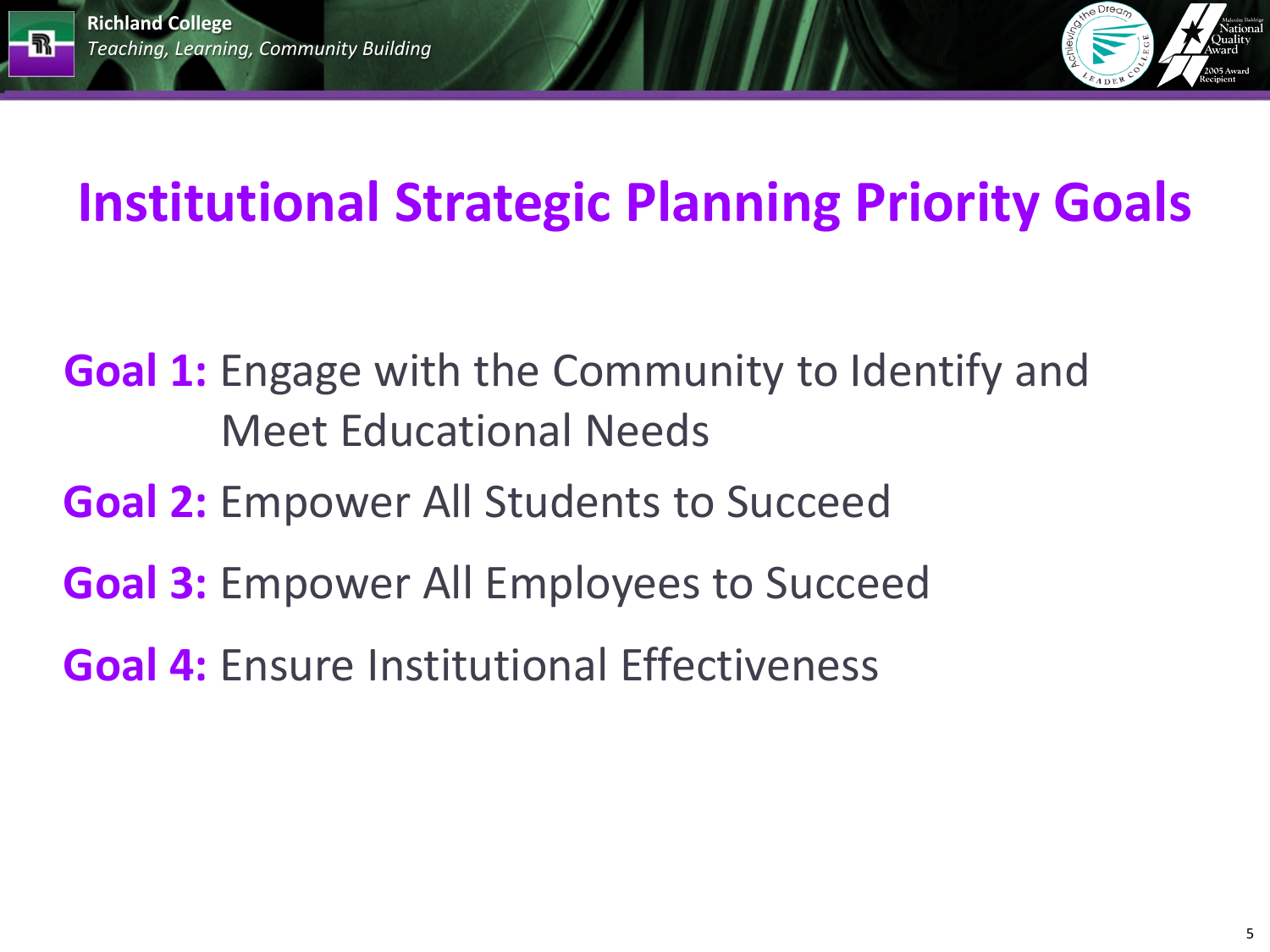# Institutional Strategic Planning Priority Goals

**Goal 1:** Engage with the Community to Identify and Meet Educational Needs

**Goal 2:** Empower All Students to Succeed

**Goal 3:** Empower All Employees to Succeed

**Goal 4:** Ensure Institutional Effectiveness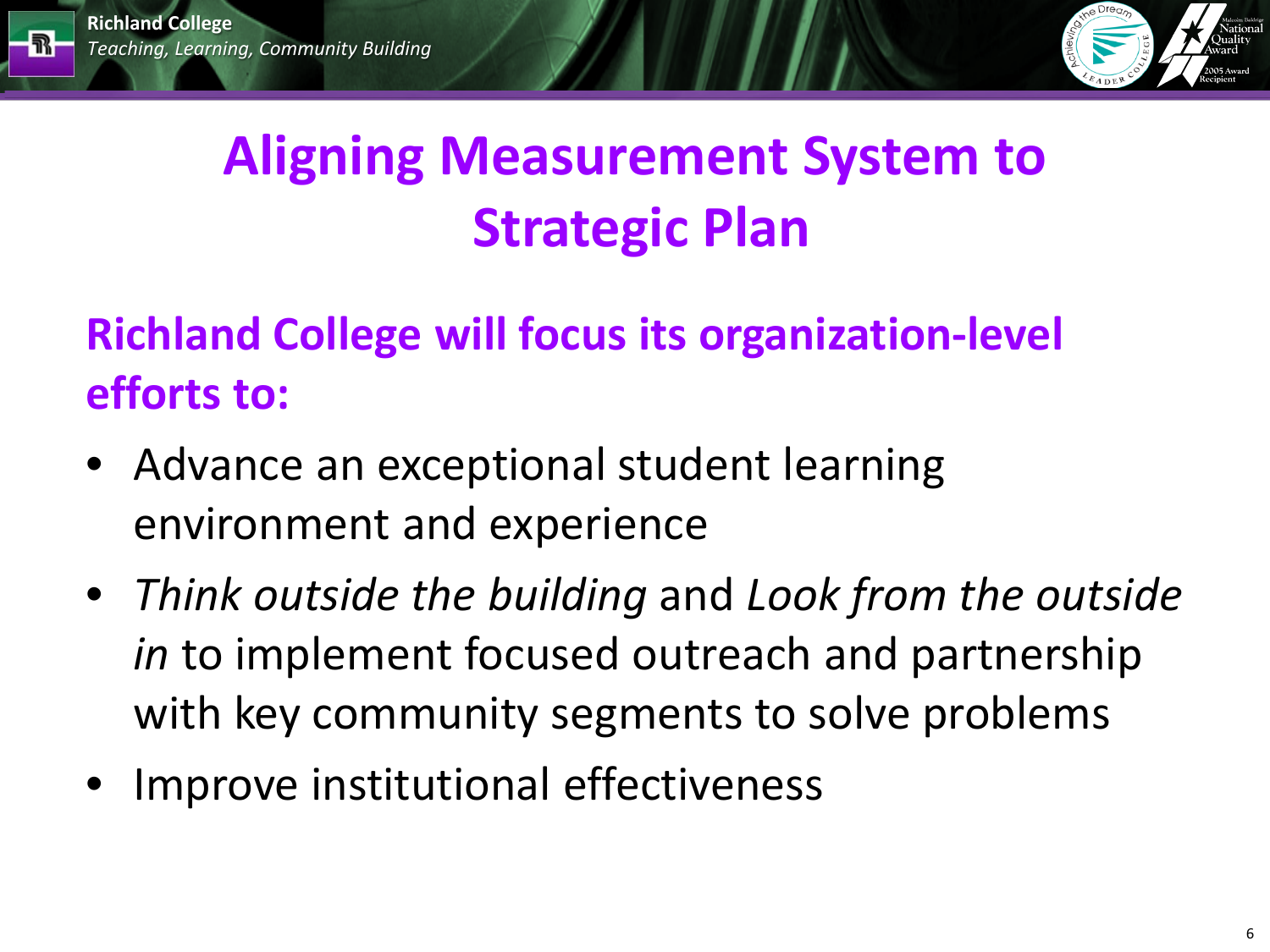# Aligning Measurement System to Strategic Plan

**Richland College will focus its organization-level efforts to:**

- Advance an exceptional student learning environment and experience
- *Think outside the building* and *Look from the outside in* to implement focused outreach and partnership with key community segments to solve problems
- Improve institutional effectiveness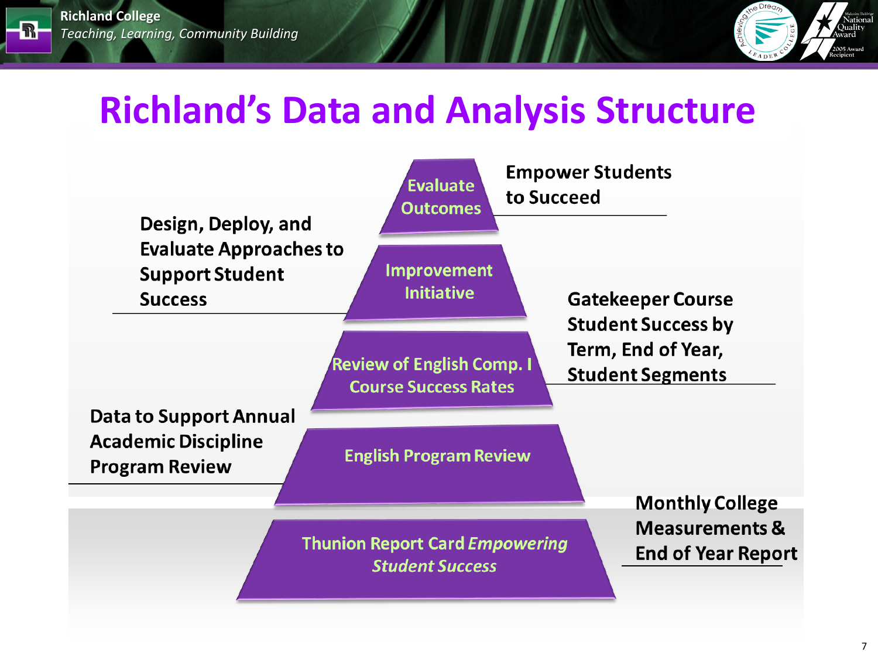# Richland's Data and Analysis Structure

- **Evaluate Outcomes** — Empower Students to Succeed
- **Improvement Initiative** — Design, Deploy, and Evaluate Approaches to Support Student Success
- **Review of English Comp. I Course Success Rates** — Gatekeeper Course Student Success by Term, End of Year, Student Segments
- **English Program Review** — Data to Support Annual Academic Discipline Program Review
- **Thunion Report Card *Empowering Student Success*** — Monthly College Measurements & End of Year Report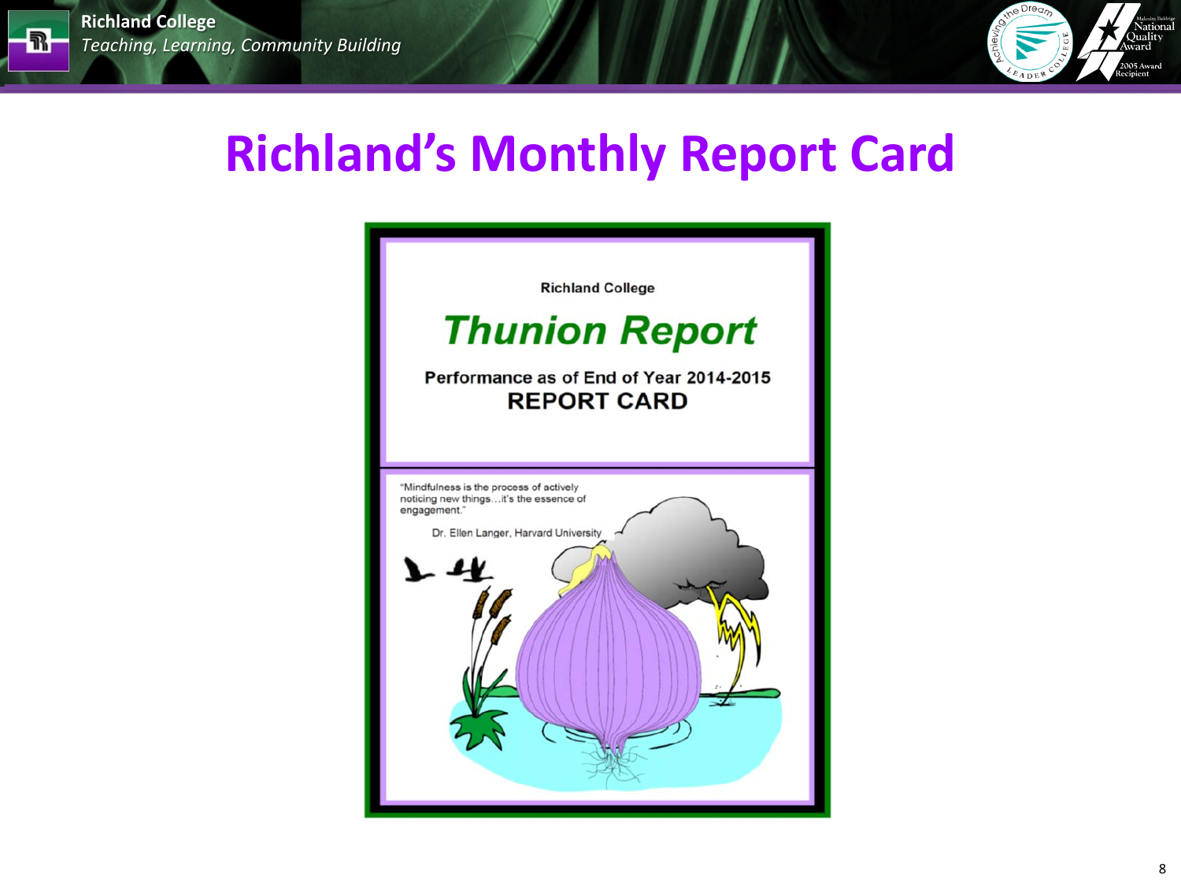# Richland's Monthly Report Card

Richland College

## Thunion Report

Performance as of End of Year 2014-2015

**REPORT CARD**

"Mindfulness is the process of actively noticing new things…it's the essence of engagement."

Dr. Ellen Langer, Harvard University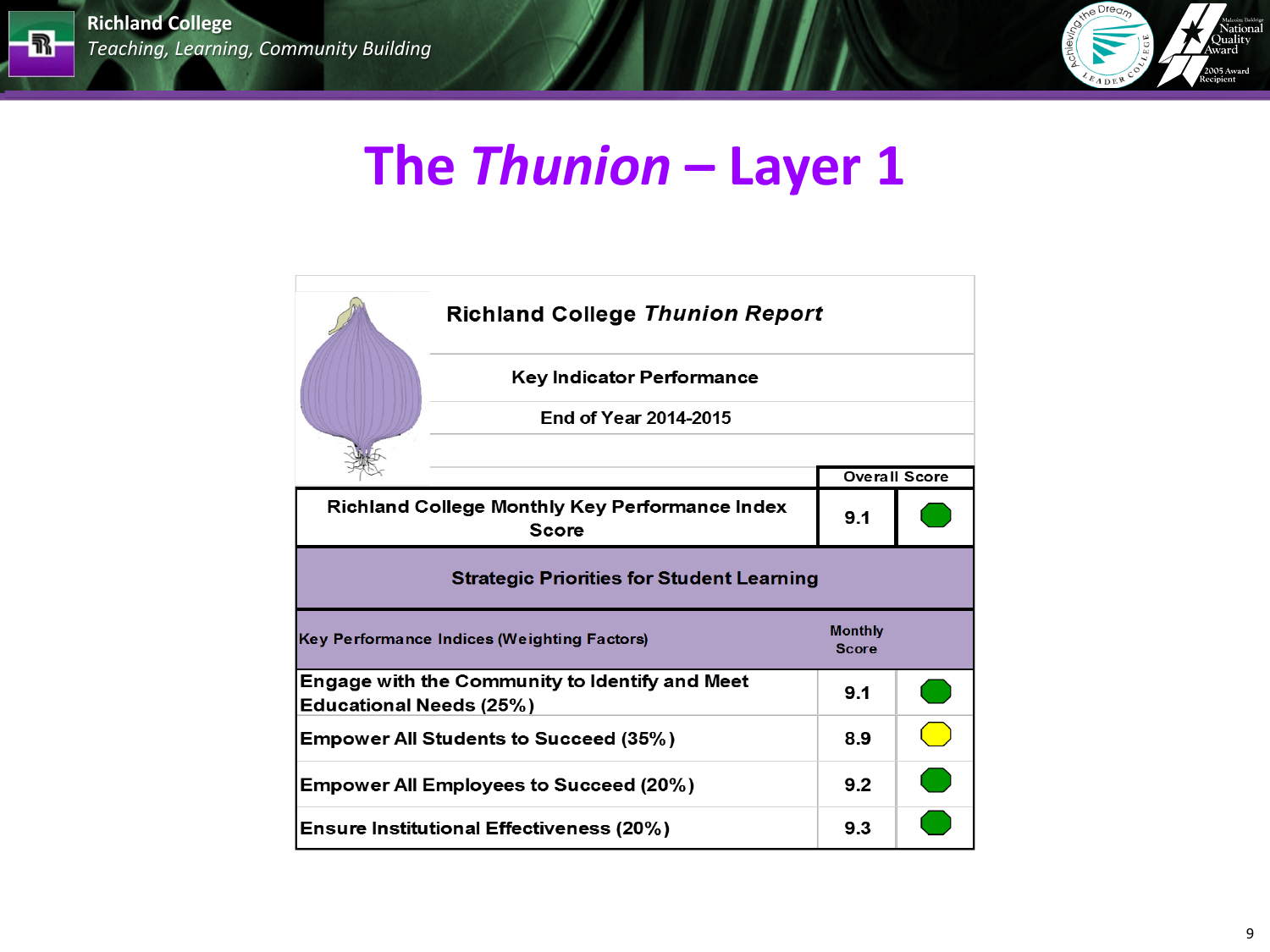# The *Thunion* – Layer 1

**Richland College *Thunion Report***

**Key Indicator Performance**

**End of Year 2014-2015**

| Richland College Monthly Key Performance Index Score | Overall Score | |
|---|---|---|
| | 9.1 | |
| **Strategic Priorities for Student Learning** | | |
| **Key Performance Indices (Weighting Factors)** | **Monthly Score** | |
| Engage with the Community to Identify and Meet Educational Needs (25%) | 9.1 | |
| Empower All Students to Succeed (35%) | 8.9 | |
| Empower All Employees to Succeed (20%) | 9.2 | |
| Ensure Institutional Effectiveness (20%) | 9.3 | |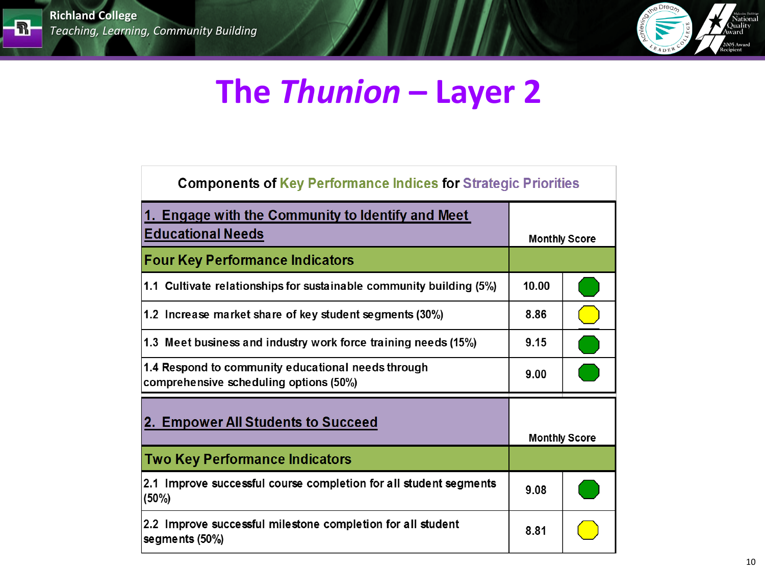# The *Thunion* – Layer 2

**Components of Key Performance Indices for Strategic Priorities**

| **1. Engage with the Community to Identify and Meet Educational Needs** | **Monthly Score** | |
|---|---|---|
| **Four Key Performance Indicators** | | |
| 1.1 Cultivate relationships for sustainable community building (5%) | 10.00 | Green |
| 1.2 Increase market share of key student segments (30%) | 8.86 | Yellow |
| 1.3 Meet business and industry work force training needs (15%) | 9.15 | Green |
| 1.4 Respond to community educational needs through comprehensive scheduling options (50%) | 9.00 | Green |

| **2. Empower All Students to Succeed** | **Monthly Score** | |
|---|---|---|
| **Two Key Performance Indicators** | | |
| 2.1 Improve successful course completion for all student segments (50%) | 9.08 | Green |
| 2.2 Improve successful milestone completion for all student segments (50%) | 8.81 | Yellow |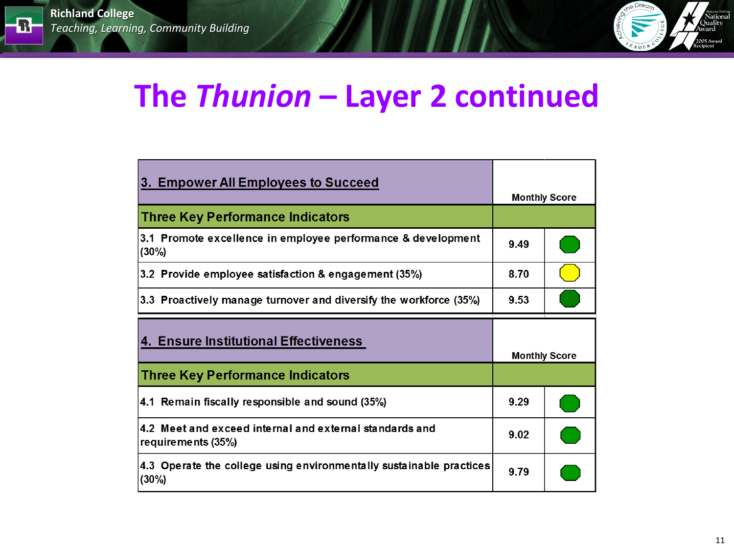# The *Thunion* – Layer 2 continued

| 3. Empower All Employees to Succeed | Monthly Score | |
|---|---|---|
| **Three Key Performance Indicators** | | |
| 3.1 Promote excellence in employee performance & development (30%) | 9.49 | Green |
| 3.2 Provide employee satisfaction & engagement (35%) | 8.70 | Yellow |
| 3.3 Proactively manage turnover and diversify the workforce (35%) | 9.53 | Green |

| 4. Ensure Institutional Effectiveness | Monthly Score | |
|---|---|---|
| **Three Key Performance Indicators** | | |
| 4.1 Remain fiscally responsible and sound (35%) | 9.29 | Green |
| 4.2 Meet and exceed internal and external standards and requirements (35%) | 9.02 | Green |
| 4.3 Operate the college using environmentally sustainable practices (30%) | 9.79 | Green |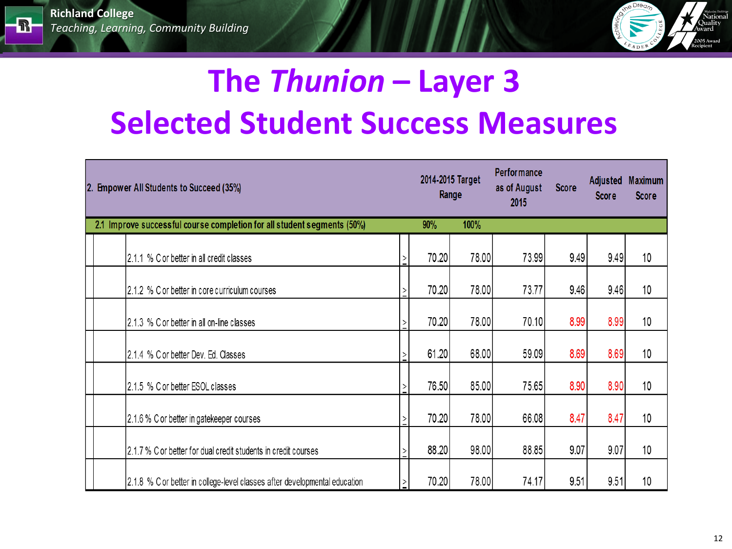# The *Thunion* – Layer 3

# Selected Student Success Measures

| 2. Empower All Students to Succeed (35%) | | 2014-2015 Target Range | | Performance as of August 2015 | Score | Adjusted Score | Maximum Score |
|---|---|---|---|---|---|---|---|
| 2.1 Improve successful course completion for all student segments (50%) | | 90% | 100% | | | | |
| 2.1.1 % C or better in all credit classes | ≥ | 70.20 | 78.00 | 73.99 | 9.49 | 9.49 | 10 |
| 2.1.2 % C or better in core curriculum courses | ≥ | 70.20 | 78.00 | 73.77 | 9.46 | 9.46 | 10 |
| 2.1.3 % C or better in all on-line classes | ≥ | 70.20 | 78.00 | 70.10 | 8.99 | 8.99 | 10 |
| 2.1.4 % C or better Dev. Ed. Classes | ≥ | 61.20 | 68.00 | 59.09 | 8.69 | 8.69 | 10 |
| 2.1.5 % C or better ESOL classes | ≥ | 76.50 | 85.00 | 75.65 | 8.90 | 8.90 | 10 |
| 2.1.6 % C or better in gatekeeper courses | ≥ | 70.20 | 78.00 | 66.08 | 8.47 | 8.47 | 10 |
| 2.1.7 % C or better for dual credit students in credit courses | ≥ | 88.20 | 98.00 | 88.85 | 9.07 | 9.07 | 10 |
| 2.1.8 % C or better in college-level classes after developmental education | ≥ | 70.20 | 78.00 | 74.17 | 9.51 | 9.51 | 10 |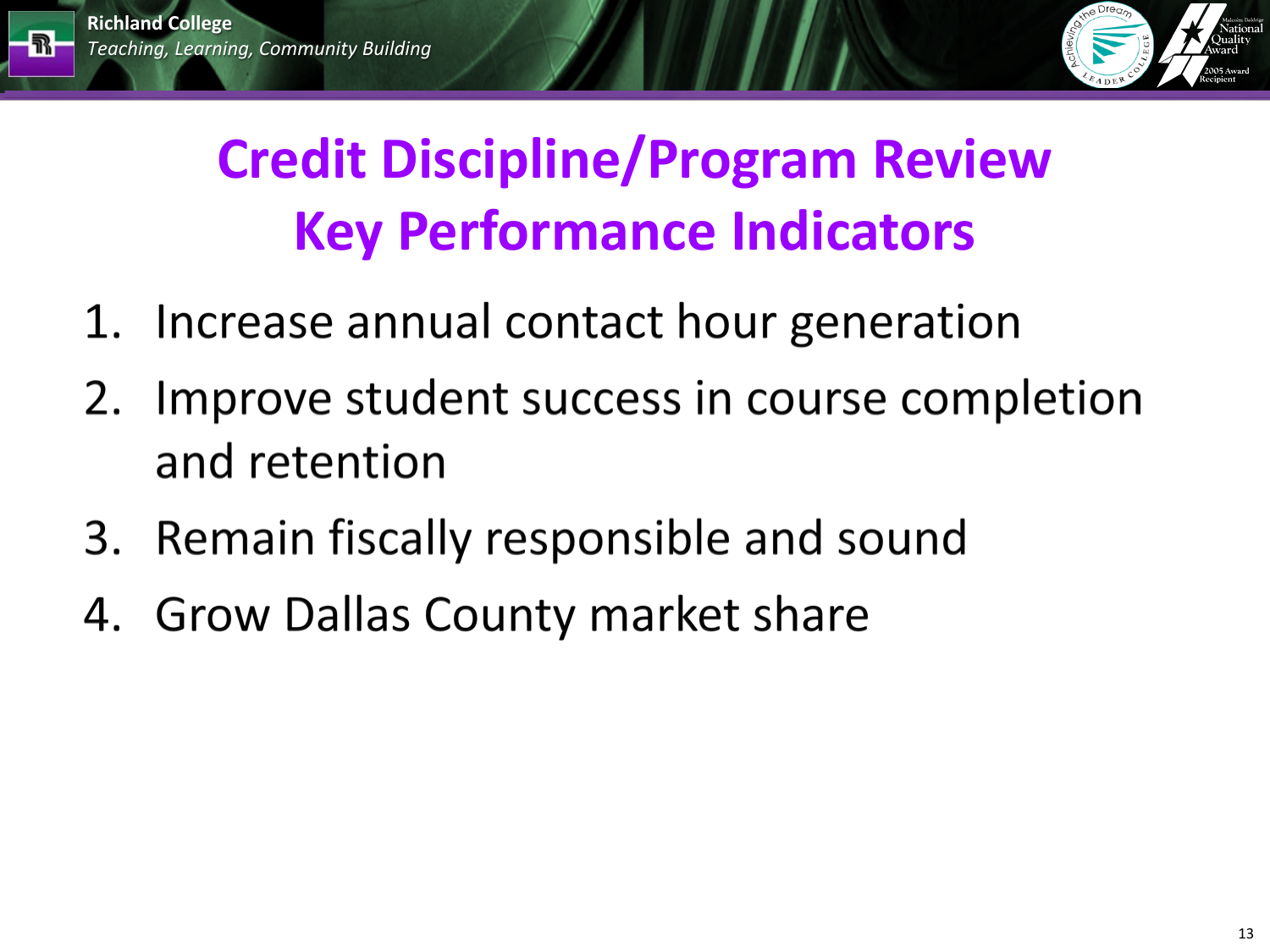# Credit Discipline/Program Review Key Performance Indicators

1. Increase annual contact hour generation
2. Improve student success in course completion and retention
3. Remain fiscally responsible and sound
4. Grow Dallas County market share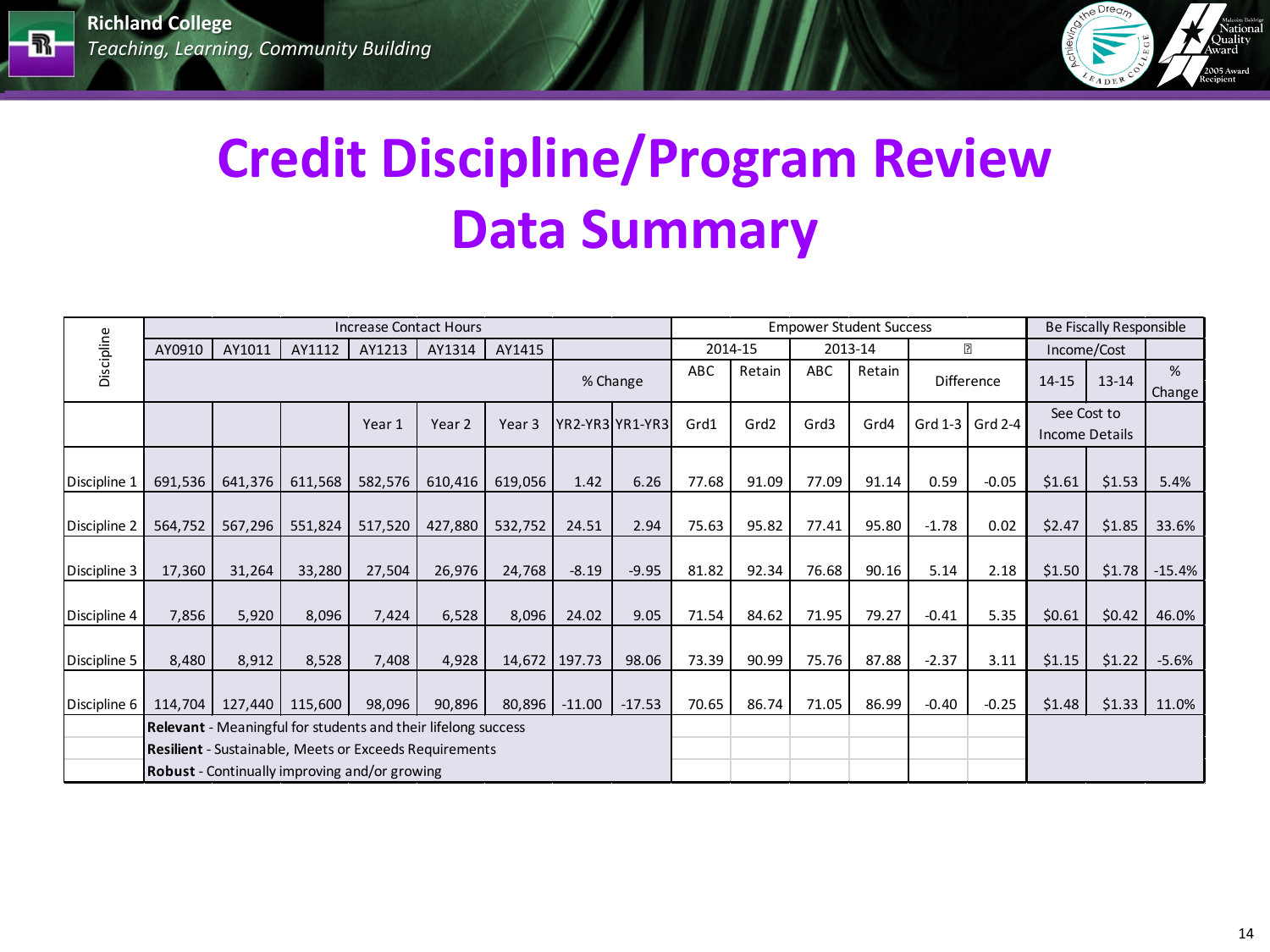# Credit Discipline/Program Review Data Summary

| Discipline | Increase Contact Hours | | | | | | | | Empower Student Success | | | | | | Be Fiscally Responsible | | |
|---|---|---|---|---|---|---|---|---|---|---|---|---|---|---|---|---|---|
| | AY0910 | AY1011 | AY1112 | AY1213 | AY1314 | AY1415 | | | 2014-15 | | 2013-14 | | | | Income/Cost | | |
| | | | | | | | % Change | | ABC | Retain | ABC | Retain | Difference | | 14-15 | 13-14 | % Change |
| | | | | Year 1 | Year 2 | Year 3 | YR2-YR3 | YR1-YR3 | Grd1 | Grd2 | Grd3 | Grd4 | Grd 1-3 | Grd 2-4 | See Cost to Income Details | | |
| Discipline 1 | 691,536 | 641,376 | 611,568 | 582,576 | 610,416 | 619,056 | 1.42 | 6.26 | 77.68 | 91.09 | 77.09 | 91.14 | 0.59 | -0.05 | $1.61 | $1.53 | 5.4% |
| Discipline 2 | 564,752 | 567,296 | 551,824 | 517,520 | 427,880 | 532,752 | 24.51 | 2.94 | 75.63 | 95.82 | 77.41 | 95.80 | -1.78 | 0.02 | $2.47 | $1.85 | 33.6% |
| Discipline 3 | 17,360 | 31,264 | 33,280 | 27,504 | 26,976 | 24,768 | -8.19 | -9.95 | 81.82 | 92.34 | 76.68 | 90.16 | 5.14 | 2.18 | $1.50 | $1.78 | -15.4% |
| Discipline 4 | 7,856 | 5,920 | 8,096 | 7,424 | 6,528 | 8,096 | 24.02 | 9.05 | 71.54 | 84.62 | 71.95 | 79.27 | -0.41 | 5.35 | $0.61 | $0.42 | 46.0% |
| Discipline 5 | 8,480 | 8,912 | 8,528 | 7,408 | 4,928 | 14,672 | 197.73 | 98.06 | 73.39 | 90.99 | 75.76 | 87.88 | -2.37 | 3.11 | $1.15 | $1.22 | -5.6% |
| Discipline 6 | 114,704 | 127,440 | 115,600 | 98,096 | 90,896 | 80,896 | -11.00 | -17.53 | 70.65 | 86.74 | 71.05 | 86.99 | -0.40 | -0.25 | $1.48 | $1.33 | 11.0% |
| | **Relevant** - Meaningful for students and their lifelong success | | | | | | | | | | | | | | | | |
| | **Resilient** - Sustainable, Meets or Exceeds Requirements | | | | | | | | | | | | | | | | |
| | **Robust** - Continually improving and/or growing | | | | | | | | | | | | | | | | |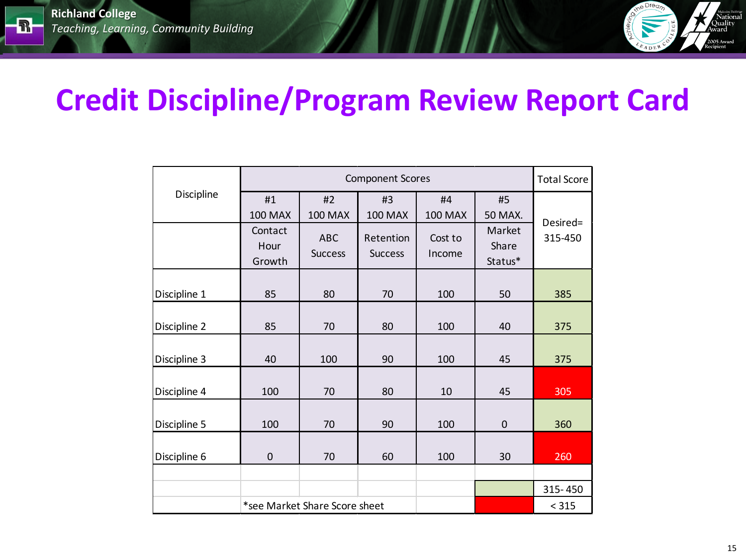# Credit Discipline/Program Review Report Card

| Discipline | Component Scores | | | | | Total Score |
|---|---|---|---|---|---|---|
| | #1 100 MAX | #2 100 MAX | #3 100 MAX | #4 100 MAX | #5 50 MAX. | Desired= 315-450 |
| | Contact Hour Growth | ABC Success | Retention Success | Cost to Income | Market Share Status* | |
| Discipline 1 | 85 | 80 | 70 | 100 | 50 | 385 |
| Discipline 2 | 85 | 70 | 80 | 100 | 40 | 375 |
| Discipline 3 | 40 | 100 | 90 | 100 | 45 | 375 |
| Discipline 4 | 100 | 70 | 80 | 10 | 45 | 305 |
| Discipline 5 | 100 | 70 | 90 | 100 | 0 | 360 |
| Discipline 6 | 0 | 70 | 60 | 100 | 30 | 260 |
| | | | | | | |
| | | | | | | 315- 450 |
| | *see Market Share Score sheet | | | | | < 315 |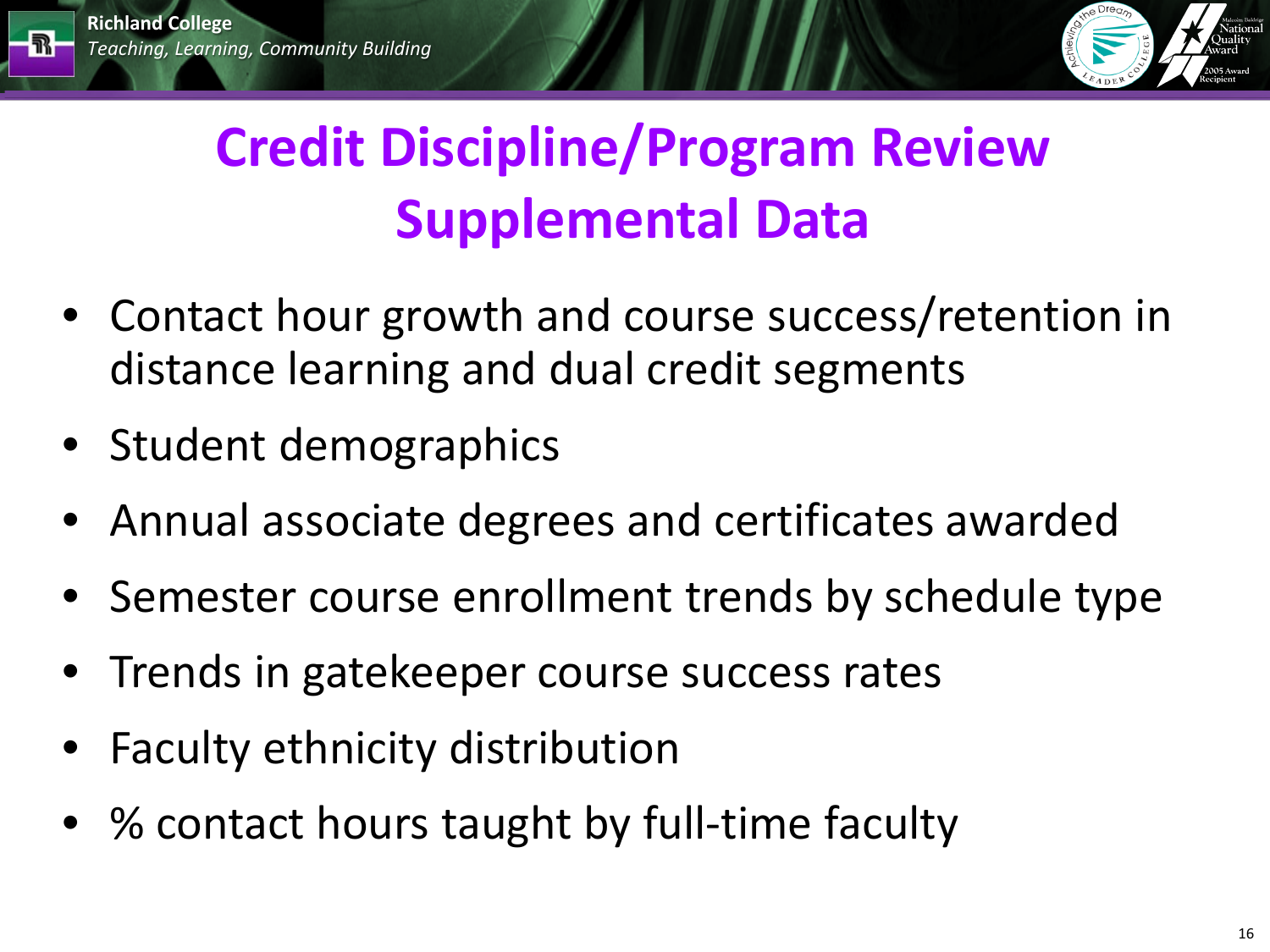# Credit Discipline/Program Review Supplemental Data

- Contact hour growth and course success/retention in distance learning and dual credit segments
- Student demographics
- Annual associate degrees and certificates awarded
- Semester course enrollment trends by schedule type
- Trends in gatekeeper course success rates
- Faculty ethnicity distribution
- % contact hours taught by full-time faculty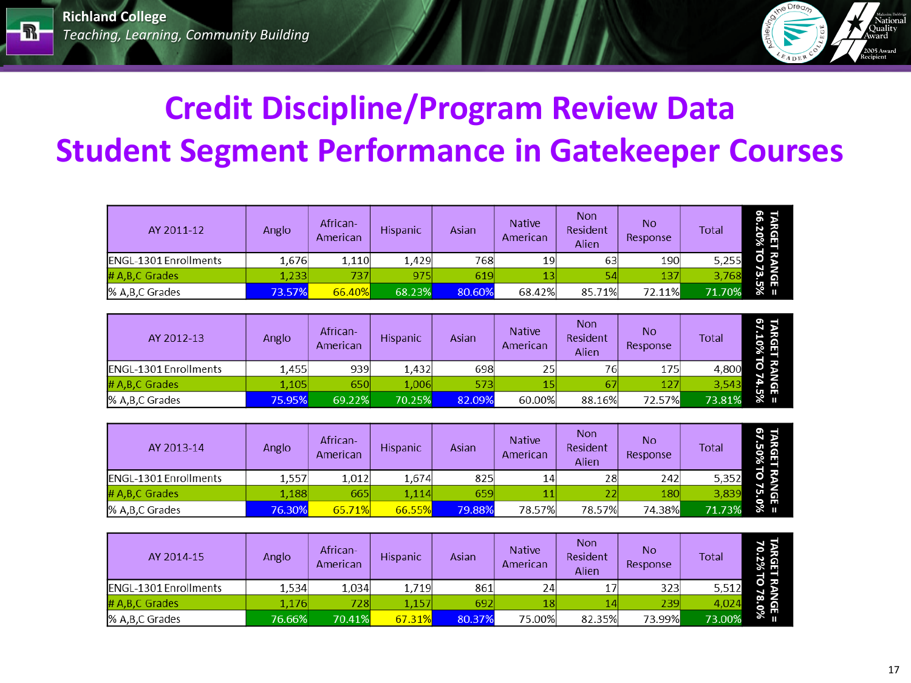# Credit Discipline/Program Review Data

## Student Segment Performance in Gatekeeper Courses

| AY 2011-12 | Anglo | African-American | Hispanic | Asian | Native American | Non Resident Alien | No Response | Total | TARGET RANGE = 66.20% TO 73.5% |
|---|---|---|---|---|---|---|---|---|---|
| ENGL-1301 Enrollments | 1,676 | 1,110 | 1,429 | 768 | 19 | 63 | 190 | 5,255 | |
| # A,B,C Grades | 1,233 | 737 | 975 | 619 | 13 | 54 | 137 | 3,768 | |
| % A,B,C Grades | 73.57% | 66.40% | 68.23% | 80.60% | 68.42% | 85.71% | 72.11% | 71.70% | |

| AY 2012-13 | Anglo | African-American | Hispanic | Asian | Native American | Non Resident Alien | No Response | Total | TARGET RANGE = 67.10% TO 74.5% |
|---|---|---|---|---|---|---|---|---|---|
| ENGL-1301 Enrollments | 1,455 | 939 | 1,432 | 698 | 25 | 76 | 175 | 4,800 | |
| # A,B,C Grades | 1,105 | 650 | 1,006 | 573 | 15 | 67 | 127 | 3,543 | |
| % A,B,C Grades | 75.95% | 69.22% | 70.25% | 82.09% | 60.00% | 88.16% | 72.57% | 73.81% | |

| AY 2013-14 | Anglo | African-American | Hispanic | Asian | Native American | Non Resident Alien | No Response | Total | TARGET RANGE = 67.50% TO 75.0% |
|---|---|---|---|---|---|---|---|---|---|
| ENGL-1301 Enrollments | 1,557 | 1,012 | 1,674 | 825 | 14 | 28 | 242 | 5,352 | |
| # A,B,C Grades | 1,188 | 665 | 1,114 | 659 | 11 | 22 | 180 | 3,839 | |
| % A,B,C Grades | 76.30% | 65.71% | 66.55% | 79.88% | 78.57% | 78.57% | 74.38% | 71.73% | |

| AY 2014-15 | Anglo | African-American | Hispanic | Asian | Native American | Non Resident Alien | No Response | Total | TARGET RANGE = 70.2% TO 78.0% |
|---|---|---|---|---|---|---|---|---|---|
| ENGL-1301 Enrollments | 1,534 | 1,034 | 1,719 | 861 | 24 | 17 | 323 | 5,512 | |
| # A,B,C Grades | 1,176 | 728 | 1,157 | 692 | 18 | 14 | 239 | 4,024 | |
| % A,B,C Grades | 76.66% | 70.41% | 67.31% | 80.37% | 75.00% | 82.35% | 73.99% | 73.00% | |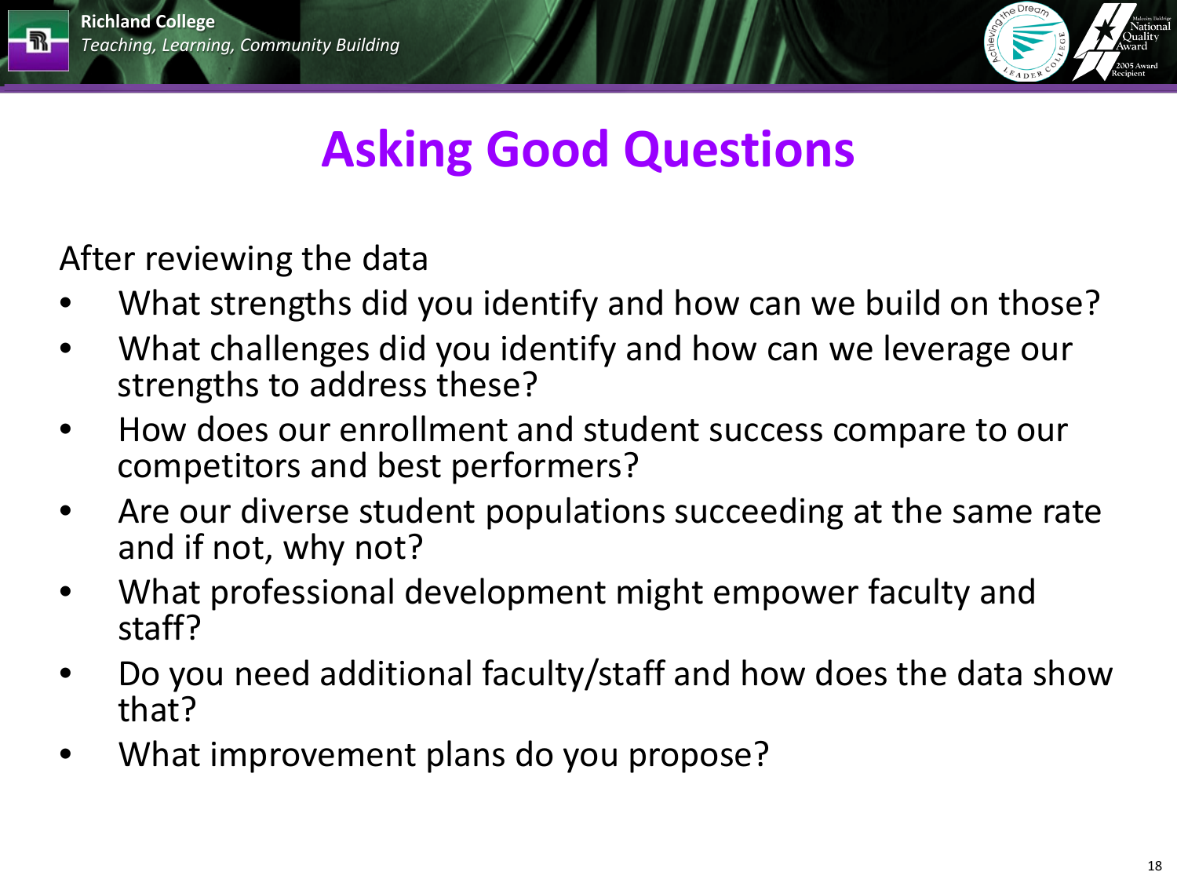# Asking Good Questions

After reviewing the data

- What strengths did you identify and how can we build on those?
- What challenges did you identify and how can we leverage our strengths to address these?
- How does our enrollment and student success compare to our competitors and best performers?
- Are our diverse student populations succeeding at the same rate and if not, why not?
- What professional development might empower faculty and staff?
- Do you need additional faculty/staff and how does the data show that?
- What improvement plans do you propose?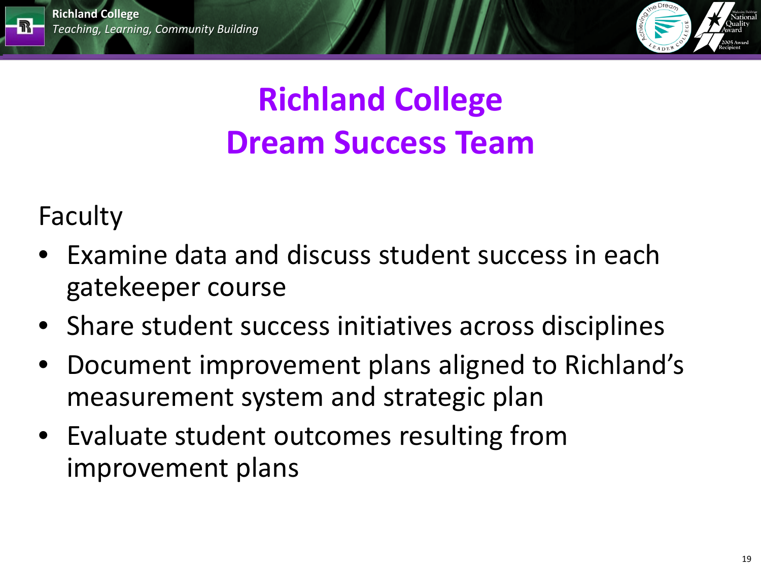# Richland College
# Dream Success Team

Faculty

- Examine data and discuss student success in each gatekeeper course
- Share student success initiatives across disciplines
- Document improvement plans aligned to Richland's measurement system and strategic plan
- Evaluate student outcomes resulting from improvement plans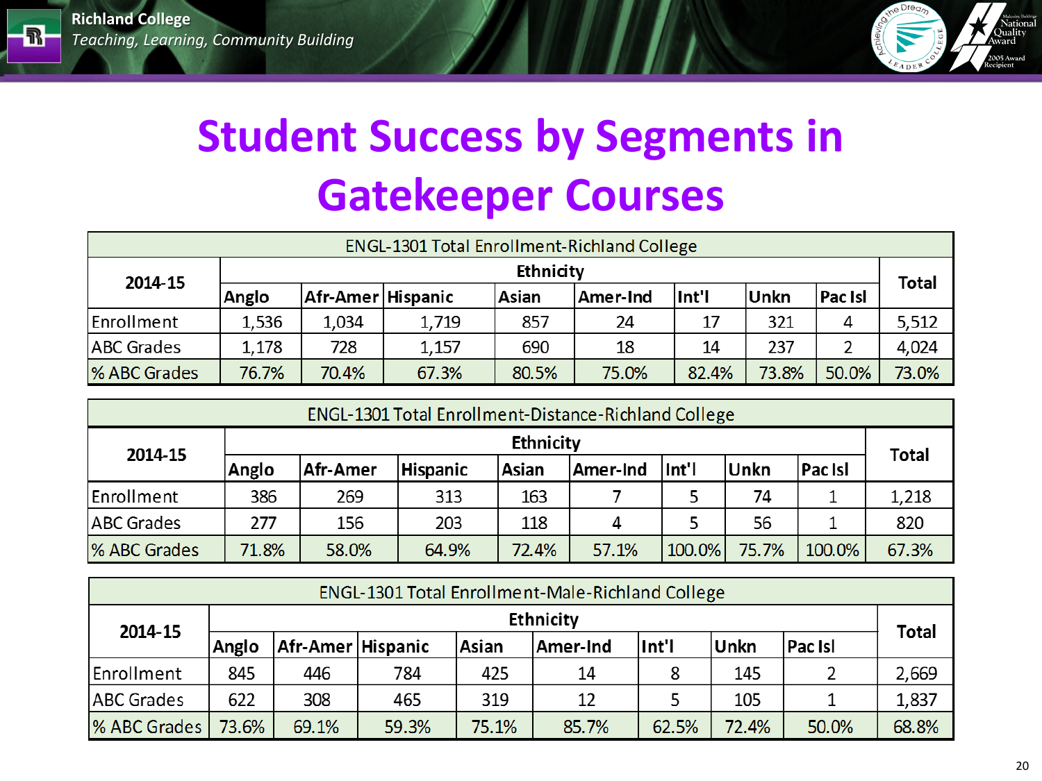# Student Success by Segments in Gatekeeper Courses

| ENGL-1301 Total Enrollment-Richland College | | | | | | | | | |
|---|---|---|---|---|---|---|---|---|---|
| 2014-15 | Ethnicity | | | | | | | | Total |
| | Anglo | Afr-Amer | Hispanic | Asian | Amer-Ind | Int'l | Unkn | Pac Isl | |
| Enrollment | 1,536 | 1,034 | 1,719 | 857 | 24 | 17 | 321 | 4 | 5,512 |
| ABC Grades | 1,178 | 728 | 1,157 | 690 | 18 | 14 | 237 | 2 | 4,024 |
| % ABC Grades | 76.7% | 70.4% | 67.3% | 80.5% | 75.0% | 82.4% | 73.8% | 50.0% | 73.0% |

| ENGL-1301 Total Enrollment-Distance-Richland College | | | | | | | | | |
|---|---|---|---|---|---|---|---|---|---|
| 2014-15 | Ethnicity | | | | | | | | Total |
| | Anglo | Afr-Amer | Hispanic | Asian | Amer-Ind | Int'l | Unkn | Pac Isl | |
| Enrollment | 386 | 269 | 313 | 163 | 7 | 5 | 74 | 1 | 1,218 |
| ABC Grades | 277 | 156 | 203 | 118 | 4 | 5 | 56 | 1 | 820 |
| % ABC Grades | 71.8% | 58.0% | 64.9% | 72.4% | 57.1% | 100.0% | 75.7% | 100.0% | 67.3% |

| ENGL-1301 Total Enrollment-Male-Richland College | | | | | | | | | |
|---|---|---|---|---|---|---|---|---|---|
| 2014-15 | Ethnicity | | | | | | | | Total |
| | Anglo | Afr-Amer | Hispanic | Asian | Amer-Ind | Int'l | Unkn | Pac Isl | |
| Enrollment | 845 | 446 | 784 | 425 | 14 | 8 | 145 | 2 | 2,669 |
| ABC Grades | 622 | 308 | 465 | 319 | 12 | 5 | 105 | 1 | 1,837 |
| % ABC Grades | 73.6% | 69.1% | 59.3% | 75.1% | 85.7% | 62.5% | 72.4% | 50.0% | 68.8% |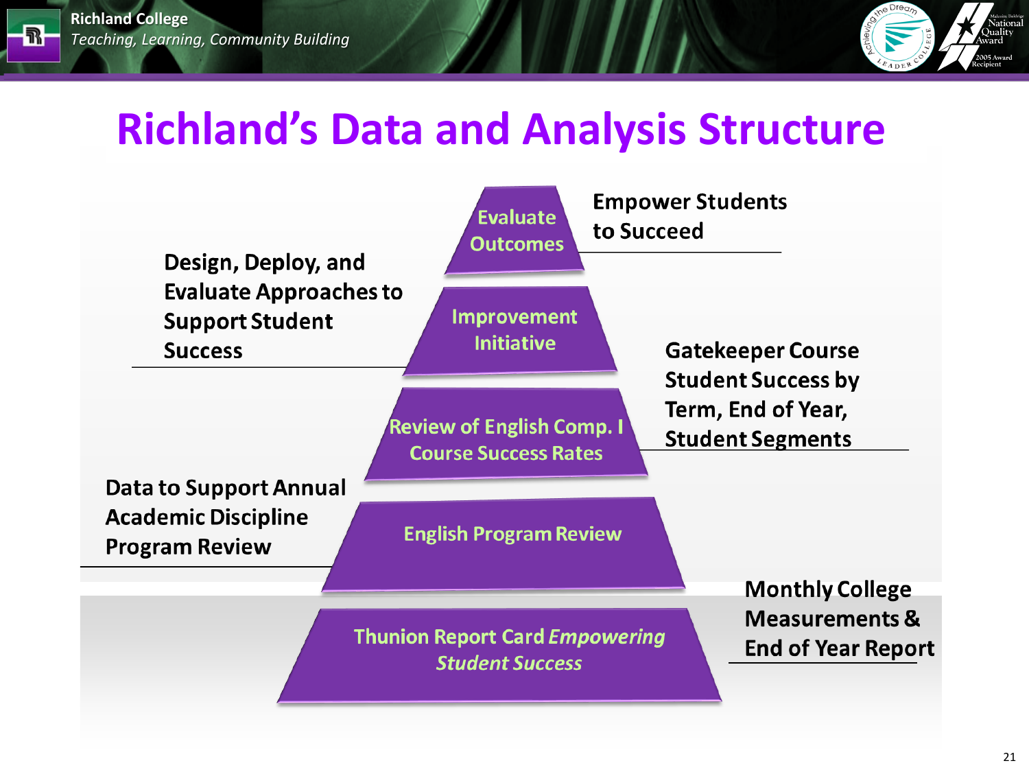# Richland's Data and Analysis Structure

- **Evaluate Outcomes** — Empower Students to Succeed
- **Improvement Initiative** — Design, Deploy, and Evaluate Approaches to Support Student Success
- **Review of English Comp. I Course Success Rates** — Gatekeeper Course Student Success by Term, End of Year, Student Segments
- **English Program Review** — Data to Support Annual Academic Discipline Program Review
- **Thunion Report Card *Empowering Student Success*** — Monthly College Measurements & End of Year Report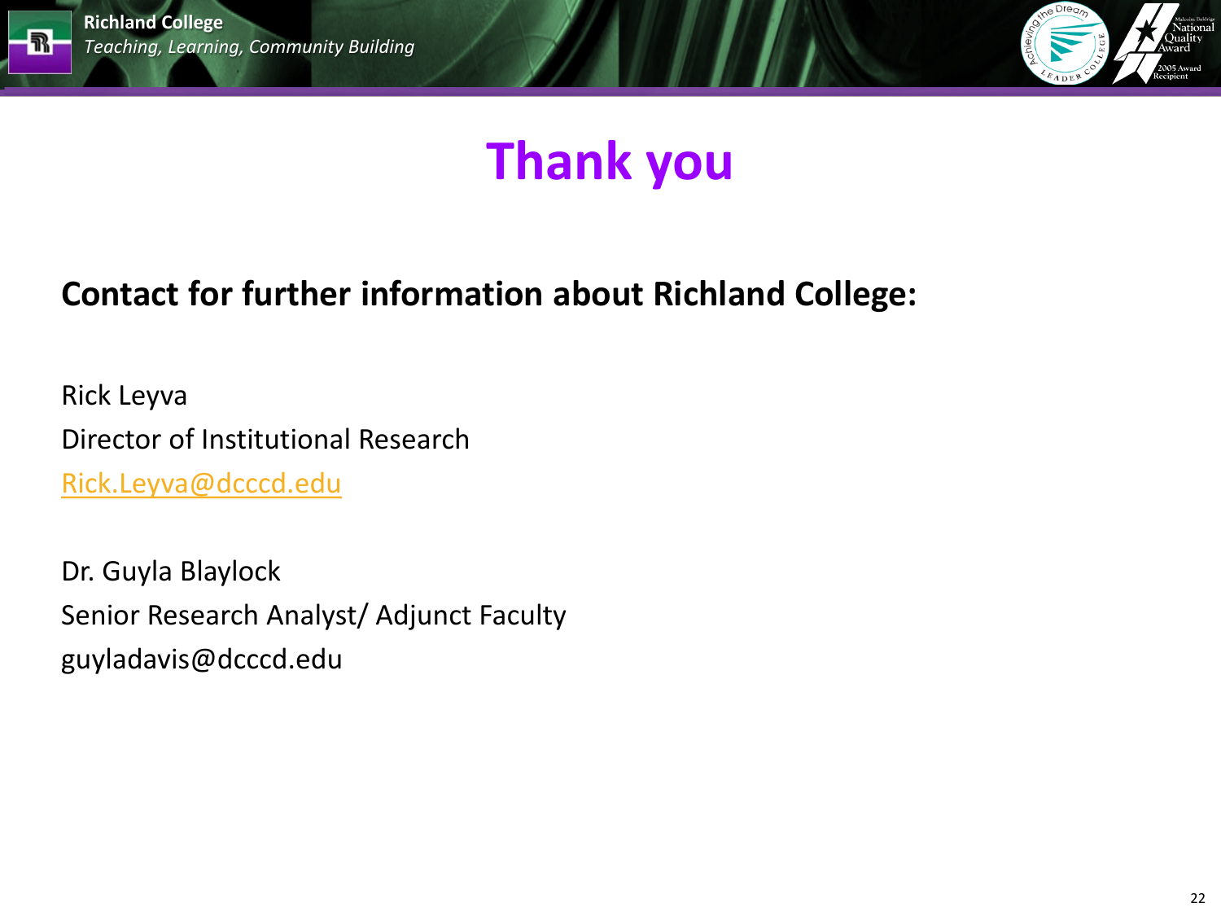# Thank you

**Contact for further information about Richland College:**

Rick Leyva
Director of Institutional Research
Rick.Leyva@dcccd.edu

Dr. Guyla Blaylock
Senior Research Analyst/ Adjunct Faculty
guyladavis@dcccd.edu